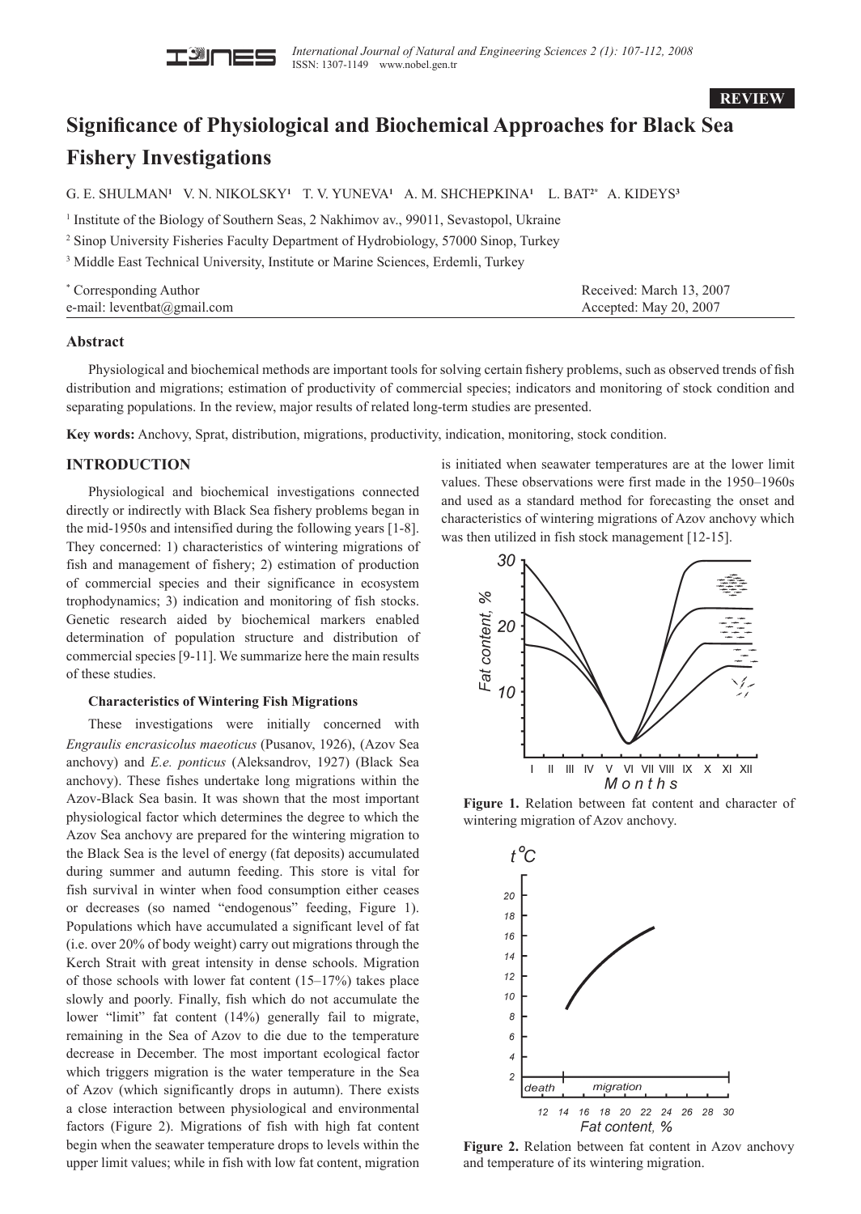**REVIEW**

# Significance of Physiological and Biochemical Approaches for Black Sea Fishery Investigations

G. E. SHULMAN[1] V. N. NIKOLSKY[1] T. V. YUNEVA[1] A. M. SHCHEPKINA[1] L. BAT[2*] A. KIDEYS[3]

[1] Institute of the Biology of Southern Seas, 2 Nakhimov av., 99011, Sevastopol, Ukraine

[2] Sinop University Fisheries Faculty Department of Hydrobiology, 57000 Sinop, Turkey

[3] Middle East Technical University, Institute or Marine Sciences, Erdemli, Turkey

[*] Corresponding Author
e-mail: leventbat@gmail.com

Received: March 13, 2007
Accepted: May 20, 2007

## Abstract

Physiological and biochemical methods are important tools for solving certain fishery problems, such as observed trends of fish distribution and migrations; estimation of productivity of commercial species; indicators and monitoring of stock condition and separating populations. In the review, major results of related long-term studies are presented.

**Key words:** Anchovy, Sprat, distribution, migrations, productivity, indication, monitoring, stock condition.

## INTRODUCTION

Physiological and biochemical investigations connected directly or indirectly with Black Sea fishery problems began in the mid-1950s and intensified during the following years [1-8]. They concerned: 1) characteristics of wintering migrations of fish and management of fishery; 2) estimation of production of commercial species and their significance in ecosystem trophodynamics; 3) indication and monitoring of fish stocks. Genetic research aided by biochemical markers enabled determination of population structure and distribution of commercial species [9-11]. We summarize here the main results of these studies.

### Characteristics of Wintering Fish Migrations

These investigations were initially concerned with *Engraulis encrasicolus maeoticus* (Pusanov, 1926), (Azov Sea anchovy) and *E.e. ponticus* (Aleksandrov, 1927) (Black Sea anchovy). These fishes undertake long migrations within the Azov-Black Sea basin. It was shown that the most important physiological factor which determines the degree to which the Azov Sea anchovy are prepared for the wintering migration to the Black Sea is the level of energy (fat deposits) accumulated during summer and autumn feeding. This store is vital for fish survival in winter when food consumption either ceases or decreases (so named "endogenous" feeding, Figure 1). Populations which have accumulated a significant level of fat (i.e. over 20% of body weight) carry out migrations through the Kerch Strait with great intensity in dense schools. Migration of those schools with lower fat content (15–17%) takes place slowly and poorly. Finally, fish which do not accumulate the lower "limit" fat content (14%) generally fail to migrate, remaining in the Sea of Azov to die due to the temperature decrease in December. The most important ecological factor which triggers migration is the water temperature in the Sea of Azov (which significantly drops in autumn). There exists a close interaction between physiological and environmental factors (Figure 2). Migrations of fish with high fat content begin when the seawater temperature drops to levels within the upper limit values; while in fish with low fat content, migration is initiated when seawater temperatures are at the lower limit values. These observations were first made in the 1950–1960s and used as a standard method for forecasting the onset and characteristics of wintering migrations of Azov anchovy which was then utilized in fish stock management [12-15].

**Figure 1.** Relation between fat content and character of wintering migration of Azov anchovy.

**Figure 2.** Relation between fat content in Azov anchovy and temperature of its wintering migration.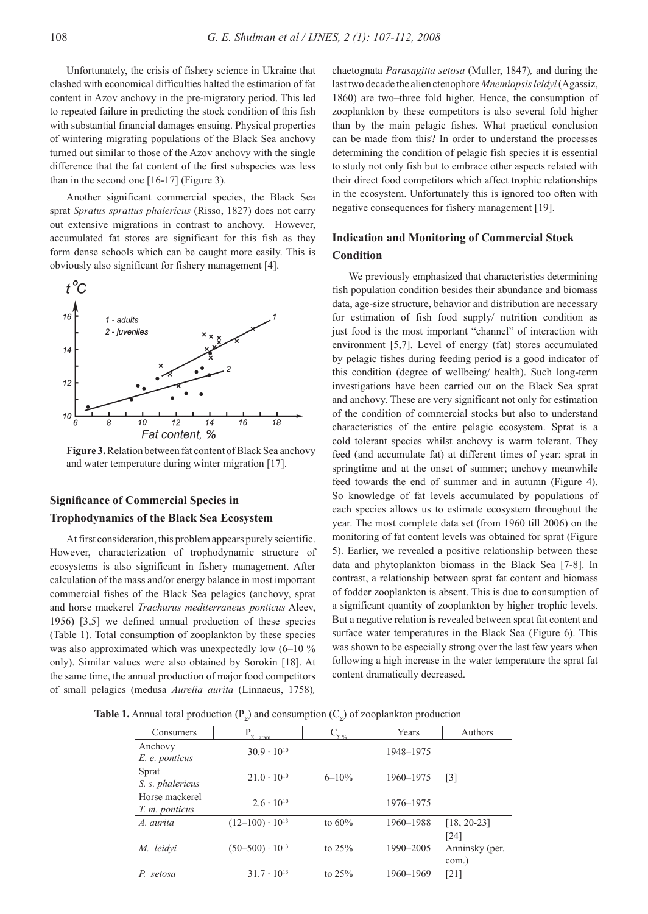Unfortunately, the crisis of fishery science in Ukraine that clashed with economical difficulties halted the estimation of fat content in Azov anchovy in the pre-migratory period. This led to repeated failure in predicting the stock condition of this fish with substantial financial damages ensuing. Physical properties of wintering migrating populations of the Black Sea anchovy turned out similar to those of the Azov anchovy with the single difference that the fat content of the first subspecies was less than in the second one [16-17] (Figure 3).

Another significant commercial species, the Black Sea sprat *Spratus sprattus phalericus* (Risso, 1827) does not carry out extensive migrations in contrast to anchovy. However, accumulated fat stores are significant for this fish as they form dense schools which can be caught more easily. This is obviously also significant for fishery management [4].

**Figure 3.** Relation between fat content of Black Sea anchovy and water temperature during winter migration [17].

## Significance of Commercial Species in Trophodynamics of the Black Sea Ecosystem

At first consideration, this problem appears purely scientific. However, characterization of trophodynamic structure of ecosystems is also significant in fishery management. After calculation of the mass and/or energy balance in most important commercial fishes of the Black Sea pelagics (anchovy, sprat and horse mackerel *Trachurus mediterraneus ponticus* Aleev, 1956) [3,5] we defined annual production of these species (Table 1). Total consumption of zooplankton by these species was also approximated which was unexpectedly low (6–10 % only). Similar values were also obtained by Sorokin [18]. At the same time, the annual production of major food competitors of small pelagics (medusa *Aurelia aurita* (Linnaeus, 1758), chaetognata *Parasagitta setosa* (Muller, 1847), and during the last two decade the alien ctenophore *Mnemiopsis leidyi* (Agassiz, 1860) are two–three fold higher. Hence, the consumption of zooplankton by these competitors is also several fold higher than by the main pelagic fishes. What practical conclusion can be made from this? In order to understand the processes determining the condition of pelagic fish species it is essential to study not only fish but to embrace other aspects related with their direct food competitors which affect trophic relationships in the ecosystem. Unfortunately this is ignored too often with negative consequences for fishery management [19].

## Indication and Monitoring of Commercial Stock Condition

We previously emphasized that characteristics determining fish population condition besides their abundance and biomass data, age-size structure, behavior and distribution are necessary for estimation of fish food supply/ nutrition condition as just food is the most important "channel" of interaction with environment [5,7]. Level of energy (fat) stores accumulated by pelagic fishes during feeding period is a good indicator of this condition (degree of wellbeing/ health). Such long-term investigations have been carried out on the Black Sea sprat and anchovy. These are very significant not only for estimation of the condition of commercial stocks but also to understand characteristics of the entire pelagic ecosystem. Sprat is a cold tolerant species whilst anchovy is warm tolerant. They feed (and accumulate fat) at different times of year: sprat in springtime and at the onset of summer; anchovy meanwhile feed towards the end of summer and in autumn (Figure 4). So knowledge of fat levels accumulated by populations of each species allows us to estimate ecosystem throughout the year. The most complete data set (from 1960 till 2006) on the monitoring of fat content levels was obtained for sprat (Figure 5). Earlier, we revealed a positive relationship between these data and phytoplankton biomass in the Black Sea [7-8]. In contrast, a relationship between sprat fat content and biomass of fodder zooplankton is absent. This is due to consumption of a significant quantity of zooplankton by higher trophic levels. But a negative relation is revealed between sprat fat content and surface water temperatures in the Black Sea (Figure 6). This was shown to be especially strong over the last few years when following a high increase in the water temperature the sprat fat content dramatically decreased.

**Table 1.** Annual total production ($P_{\Sigma}$) and consumption ($C_{\Sigma}$) of zooplankton production

| Consumers | $P_{\Sigma,\ gram}$ | $C_{\Sigma\ \%}$ | Years | Authors |
|---|---|---|---|---|
| Anchovy *E. e. ponticus* | $30.9 \cdot 10^{10}$ | | 1948–1975 | |
| Sprat *S. s. phalericus* | $21.0 \cdot 10^{10}$ | 6–10% | 1960–1975 | [3] |
| Horse mackerel *T. m. ponticus* | $2.6 \cdot 10^{10}$ | | 1976–1975 | |
| *A. aurita* | $(12–100) \cdot 10^{13}$ | to 60% | 1960–1988 | [18, 20-23] [24] |
| *M. leidyi* | $(50–500) \cdot 10^{13}$ | to 25% | 1990–2005 | Anninsky (per. com.) |
| *P. setosa* | $31.7 \cdot 10^{13}$ | to 25% | 1960–1969 | [21] |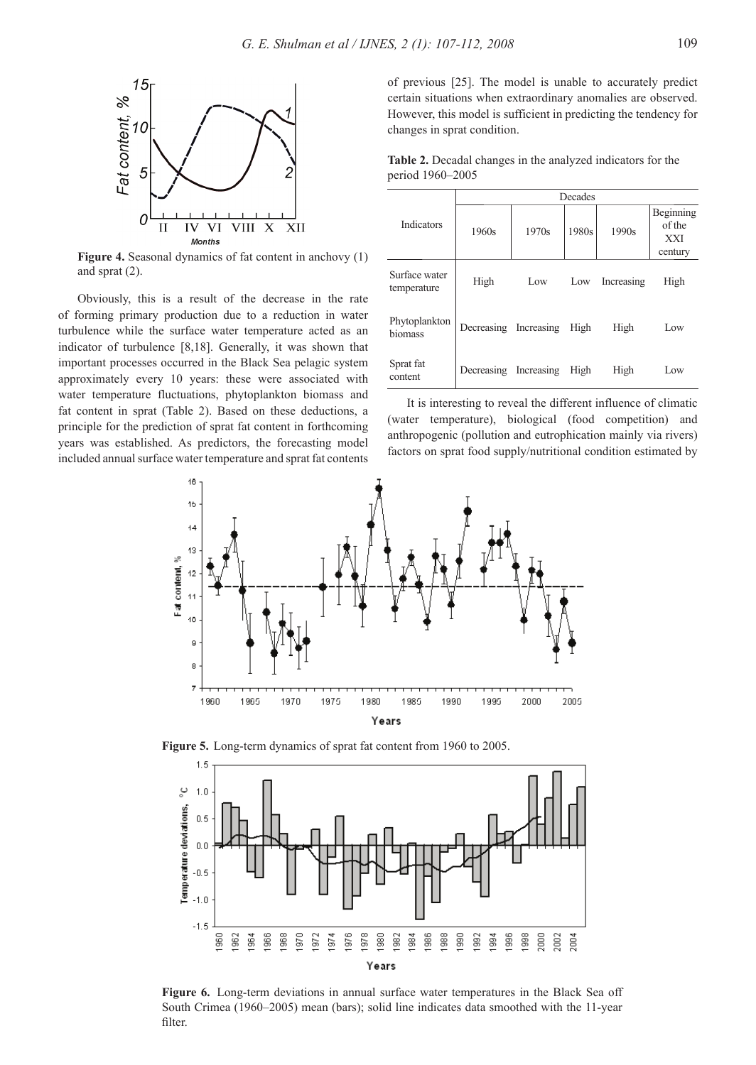Figure 4. Seasonal dynamics of fat content in anchovy (1) and sprat (2).

Obviously, this is a result of the decrease in the rate of forming primary production due to a reduction in water turbulence while the surface water temperature acted as an indicator of turbulence [8,18]. Generally, it was shown that important processes occurred in the Black Sea pelagic system approximately every 10 years: these were associated with water temperature fluctuations, phytoplankton biomass and fat content in sprat (Table 2). Based on these deductions, a principle for the prediction of sprat fat content in forthcoming years was established. As predictors, the forecasting model included annual surface water temperature and sprat fat contents of previous [25]. The model is unable to accurately predict certain situations when extraordinary anomalies are observed. However, this model is sufficient in predicting the tendency for changes in sprat condition.

**Table 2.** Decadal changes in the analyzed indicators for the period 1960–2005

| Indicators | Decades | | | | |
|---|---|---|---|---|---|
| | 1960s | 1970s | 1980s | 1990s | Beginning of the XXI century |
| Surface water temperature | High | Low | Low | Increasing | High |
| Phytoplankton biomass | Decreasing | Increasing | High | High | Low |
| Sprat fat content | Decreasing | Increasing | High | High | Low |

It is interesting to reveal the different influence of climatic (water temperature), biological (food competition) and anthropogenic (pollution and eutrophication mainly via rivers) factors on sprat food supply/nutritional condition estimated by

Figure 5. Long-term dynamics of sprat fat content from 1960 to 2005.

Figure 6. Long-term deviations in annual surface water temperatures in the Black Sea off South Crimea (1960–2005) mean (bars); solid line indicates data smoothed with the 11-year filter.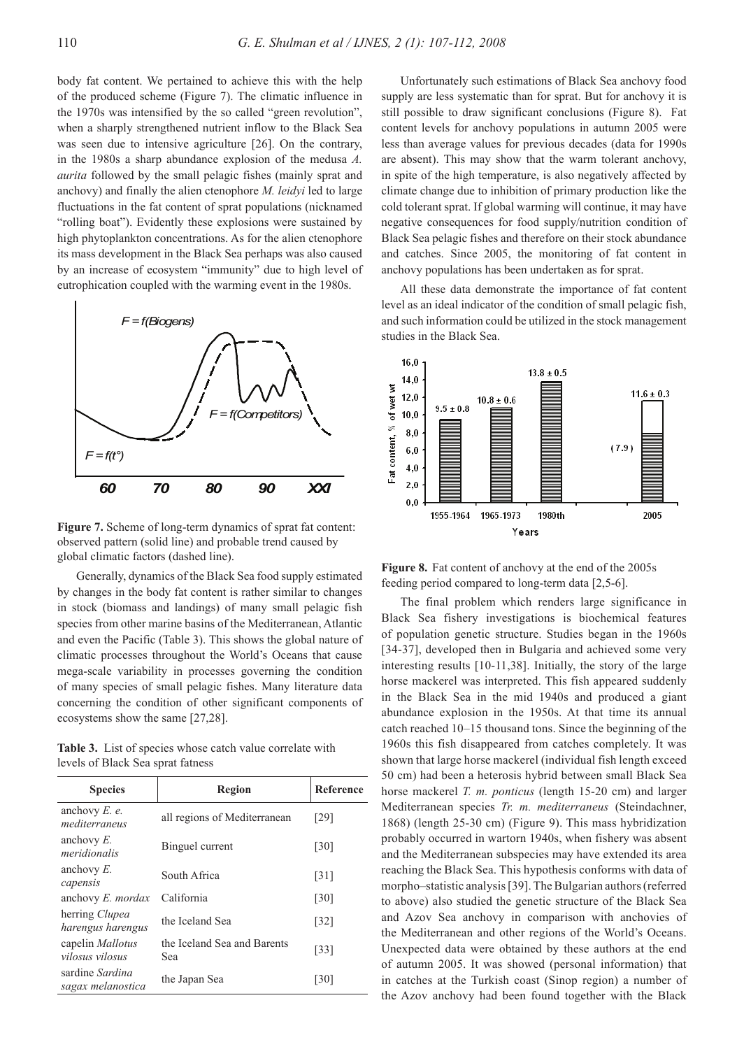body fat content. We pertained to achieve this with the help of the produced scheme (Figure 7). The climatic influence in the 1970s was intensified by the so called "green revolution", when a sharply strengthened nutrient inflow to the Black Sea was seen due to intensive agriculture [26]. On the contrary, in the 1980s a sharp abundance explosion of the medusa *A. aurita* followed by the small pelagic fishes (mainly sprat and anchovy) and finally the alien ctenophore *M. leidyi* led to large fluctuations in the fat content of sprat populations (nicknamed "rolling boat"). Evidently these explosions were sustained by high phytoplankton concentrations. As for the alien ctenophore its mass development in the Black Sea perhaps was also caused by an increase of ecosystem "immunity" due to high level of eutrophication coupled with the warming event in the 1980s.

**Figure 7.** Scheme of long-term dynamics of sprat fat content: observed pattern (solid line) and probable trend caused by global climatic factors (dashed line).

Generally, dynamics of the Black Sea food supply estimated by changes in the body fat content is rather similar to changes in stock (biomass and landings) of many small pelagic fish species from other marine basins of the Mediterranean, Atlantic and even the Pacific (Table 3). This shows the global nature of climatic processes throughout the World's Oceans that cause mega-scale variability in processes governing the condition of many species of small pelagic fishes. Many literature data concerning the condition of other significant components of ecosystems show the same [27,28].

**Table 3.** List of species whose catch value correlate with levels of Black Sea sprat fatness

| Species | Region | Reference |
|---|---|---|
| anchovy *E. e. mediterraneus* | all regions of Mediterranean | [29] |
| anchovy *E. meridionalis* | Binguel current | [30] |
| anchovy *E. capensis* | South Africa | [31] |
| anchovy *E. mordax* | California | [30] |
| herring *Clupea harengus harengus* | the Iceland Sea | [32] |
| capelin *Mallotus vilosus vilosus* | the Iceland Sea and Barents Sea | [33] |
| sardine *Sardina sagax melanostica* | the Japan Sea | [30] |

Unfortunately such estimations of Black Sea anchovy food supply are less systematic than for sprat. But for anchovy it is still possible to draw significant conclusions (Figure 8). Fat content levels for anchovy populations in autumn 2005 were less than average values for previous decades (data for 1990s are absent). This may show that the warm tolerant anchovy, in spite of the high temperature, is also negatively affected by climate change due to inhibition of primary production like the cold tolerant sprat. If global warming will continue, it may have negative consequences for food supply/nutrition condition of Black Sea pelagic fishes and therefore on their stock abundance and catches. Since 2005, the monitoring of fat content in anchovy populations has been undertaken as for sprat.

All these data demonstrate the importance of fat content level as an ideal indicator of the condition of small pelagic fish, and such information could be utilized in the stock management studies in the Black Sea.

**Figure 8.** Fat content of anchovy at the end of the 2005s feeding period compared to long-term data [2,5-6].

The final problem which renders large significance in Black Sea fishery investigations is biochemical features of population genetic structure. Studies began in the 1960s [34-37], developed then in Bulgaria and achieved some very interesting results [10-11,38]. Initially, the story of the large horse mackerel was interpreted. This fish appeared suddenly in the Black Sea in the mid 1940s and produced a giant abundance explosion in the 1950s. At that time its annual catch reached 10–15 thousand tons. Since the beginning of the 1960s this fish disappeared from catches completely. It was shown that large horse mackerel (individual fish length exceed 50 cm) had been a heterosis hybrid between small Black Sea horse mackerel *T. m. ponticus* (length 15-20 cm) and larger Mediterranean species *Tr. m. mediterraneus* (Steindachner, 1868) (length 25-30 cm) (Figure 9). This mass hybridization probably occurred in wartorn 1940s, when fishery was absent and the Mediterranean subspecies may have extended its area reaching the Black Sea. This hypothesis conforms with data of morpho–statistic analysis [39]. The Bulgarian authors (referred to above) also studied the genetic structure of the Black Sea and Azov Sea anchovy in comparison with anchovies of the Mediterranean and other regions of the World's Oceans. Unexpected data were obtained by these authors at the end of autumn 2005. It was showed (personal information) that in catches at the Turkish coast (Sinop region) a number of the Azov anchovy had been found together with the Black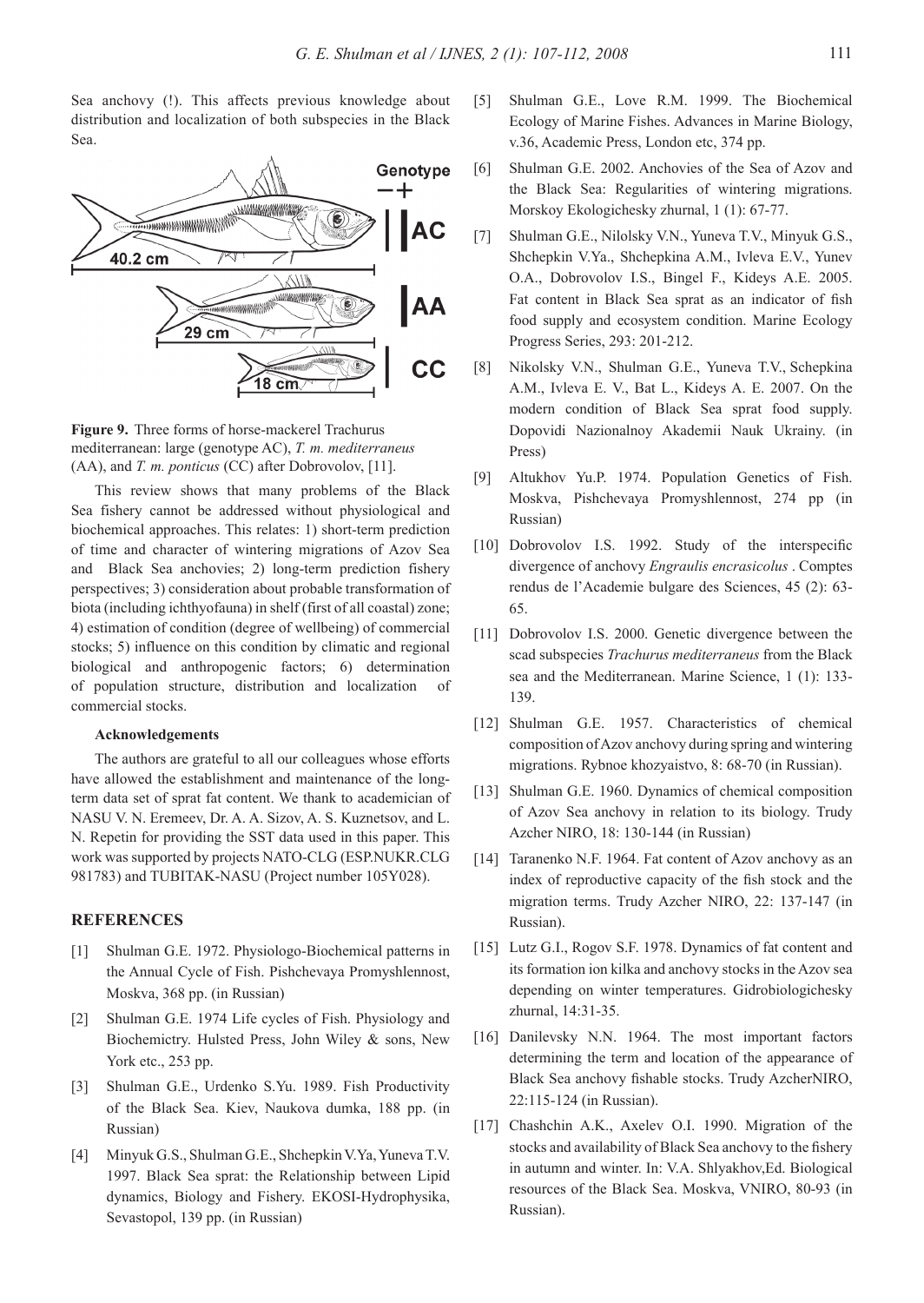Sea anchovy (!). This affects previous knowledge about distribution and localization of both subspecies in the Black Sea.

**Figure 9.** Three forms of horse-mackerel Trachurus mediterranean: large (genotype AC), *T. m. mediterraneus* (AA), and *T. m. ponticus* (CC) after Dobrovolov, [11].

This review shows that many problems of the Black Sea fishery cannot be addressed without physiological and biochemical approaches. This relates: 1) short-term prediction of time and character of wintering migrations of Azov Sea and Black Sea anchovies; 2) long-term prediction fishery perspectives; 3) consideration about probable transformation of biota (including ichthyofauna) in shelf (first of all coastal) zone; 4) estimation of condition (degree of wellbeing) of commercial stocks; 5) influence on this condition by climatic and regional biological and anthropogenic factors; 6) determination of population structure, distribution and localization of commercial stocks.

### Acknowledgements

The authors are grateful to all our colleagues whose efforts have allowed the establishment and maintenance of the long-term data set of sprat fat content. We thank to academician of NASU V. N. Eremeev, Dr. A. A. Sizov, A. S. Kuznetsov, and L. N. Repetin for providing the SST data used in this paper. This work was supported by projects NATO-CLG (ESP.NUKR.CLG 981783) and TUBITAK-NASU (Project number 105Y028).

## REFERENCES

[1] Shulman G.E. 1972. Physiologo-Biochemical patterns in the Annual Cycle of Fish. Pishchevaya Promyshlennost, Moskva, 368 pp. (in Russian)

[2] Shulman G.E. 1974 Life cycles of Fish. Physiology and Biochemictry. Hulsted Press, John Wiley & sons, New York etc., 253 pp.

[3] Shulman G.E., Urdenko S.Yu. 1989. Fish Productivity of the Black Sea. Kiev, Naukova dumka, 188 pp. (in Russian)

[4] Minyuk G.S., Shulman G.E., Shchepkin V.Ya, Yuneva T.V. 1997. Black Sea sprat: the Relationship between Lipid dynamics, Biology and Fishery. EKOSI-Hydrophysika, Sevastopol, 139 pp. (in Russian)

[5] Shulman G.E., Love R.M. 1999. The Biochemical Ecology of Marine Fishes. Advances in Marine Biology, v.36, Academic Press, London etc, 374 pp.

[6] Shulman G.E. 2002. Anchovies of the Sea of Azov and the Black Sea: Regularities of wintering migrations. Morskoy Ekologichesky zhurnal, 1 (1): 67-77.

[7] Shulman G.E., Nilolsky V.N., Yuneva T.V., Minyuk G.S., Shchepkin V.Ya., Shchepkina A.M., Ivleva E.V., Yunev O.A., Dobrovolov I.S., Bingel F., Kideys A.E. 2005. Fat content in Black Sea sprat as an indicator of fish food supply and ecosystem condition. Marine Ecology Progress Series, 293: 201-212.

[8] Nikolsky V.N., Shulman G.E., Yuneva T.V., Schepkina A.M., Ivleva E. V., Bat L., Kideys A. E. 2007. On the modern condition of Black Sea sprat food supply. Dopovidi Nazionalnoy Akademii Nauk Ukrainy. (in Press)

[9] Altukhov Yu.P. 1974. Population Genetics of Fish. Moskva, Pishchevaya Promyshlennost, 274 pp (in Russian)

[10] Dobrovolov I.S. 1992. Study of the interspecific divergence of anchovy *Engraulis encrasicolus* . Comptes rendus de l'Academie bulgare des Sciences, 45 (2): 63-65.

[11] Dobrovolov I.S. 2000. Genetic divergence between the scad subspecies *Trachurus mediterraneus* from the Black sea and the Mediterranean. Marine Science, 1 (1): 133-139.

[12] Shulman G.E. 1957. Characteristics of chemical composition of Azov anchovy during spring and wintering migrations. Rybnoe khozyaistvo, 8: 68-70 (in Russian).

[13] Shulman G.E. 1960. Dynamics of chemical composition of Azov Sea anchovy in relation to its biology. Trudy Azcher NIRO, 18: 130-144 (in Russian)

[14] Taranenko N.F. 1964. Fat content of Azov anchovy as an index of reproductive capacity of the fish stock and the migration terms. Trudy Azcher NIRO, 22: 137-147 (in Russian).

[15] Lutz G.I., Rogov S.F. 1978. Dynamics of fat content and its formation ion kilka and anchovy stocks in the Azov sea depending on winter temperatures. Gidrobiologichesky zhurnal, 14:31-35.

[16] Danilevsky N.N. 1964. The most important factors determining the term and location of the appearance of Black Sea anchovy fishable stocks. Trudy AzcherNIRO, 22:115-124 (in Russian).

[17] Chashchin A.K., Axelev O.I. 1990. Migration of the stocks and availability of Black Sea anchovy to the fishery in autumn and winter. In: V.A. Shlyakhov,Ed. Biological resources of the Black Sea. Moskva, VNIRO, 80-93 (in Russian).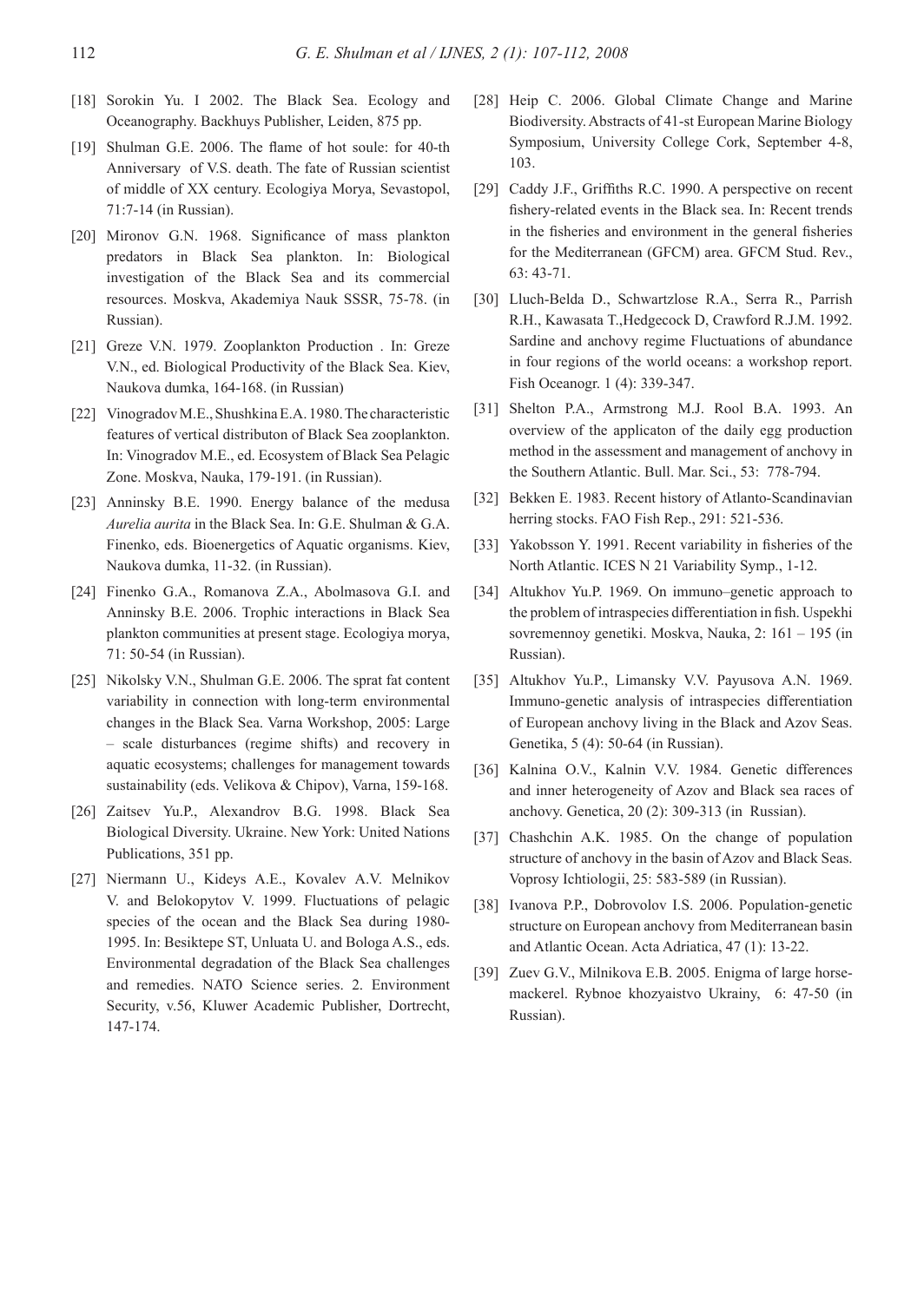[18] Sorokin Yu. I 2002. The Black Sea. Ecology and Oceanography. Backhuys Publisher, Leiden, 875 pp.

[19] Shulman G.E. 2006. The flame of hot soule: for 40-th Anniversary of V.S. death. The fate of Russian scientist of middle of XX century. Ecologiya Morya, Sevastopol, 71:7-14 (in Russian).

[20] Mironov G.N. 1968. Significance of mass plankton predators in Black Sea plankton. In: Biological investigation of the Black Sea and its commercial resources. Moskva, Akademiya Nauk SSSR, 75-78. (in Russian).

[21] Greze V.N. 1979. Zooplankton Production . In: Greze V.N., ed. Biological Productivity of the Black Sea. Kiev, Naukova dumka, 164-168. (in Russian)

[22] Vinogradov M.E., Shushkina E.A. 1980. The characteristic features of vertical distributon of Black Sea zooplankton. In: Vinogradov M.E., ed. Ecosystem of Black Sea Pelagic Zone. Moskva, Nauka, 179-191. (in Russian).

[23] Anninsky B.E. 1990. Energy balance of the medusa *Aurelia aurita* in the Black Sea. In: G.E. Shulman & G.A. Finenko, eds. Bioenergetics of Aquatic organisms. Kiev, Naukova dumka, 11-32. (in Russian).

[24] Finenko G.A., Romanova Z.A., Abolmasova G.I. and Anninsky B.E. 2006. Trophic interactions in Black Sea plankton communities at present stage. Ecologiya morya, 71: 50-54 (in Russian).

[25] Nikolsky V.N., Shulman G.E. 2006. The sprat fat content variability in connection with long-term environmental changes in the Black Sea. Varna Workshop, 2005: Large – scale disturbances (regime shifts) and recovery in aquatic ecosystems; challenges for management towards sustainability (eds. Velikova & Chipov), Varna, 159-168.

[26] Zaitsev Yu.P., Alexandrov B.G. 1998. Black Sea Biological Diversity. Ukraine. New York: United Nations Publications, 351 pp.

[27] Niermann U., Kideys A.E., Kovalev A.V. Melnikov V. and Belokopytov V. 1999. Fluctuations of pelagic species of the ocean and the Black Sea during 1980-1995. In: Besiktepe ST, Unluata U. and Bologa A.S., eds. Environmental degradation of the Black Sea challenges and remedies. NATO Science series. 2. Environment Security, v.56, Kluwer Academic Publisher, Dortrecht, 147-174.

[28] Heip C. 2006. Global Climate Change and Marine Biodiversity. Abstracts of 41-st European Marine Biology Symposium, University College Cork, September 4-8, 103.

[29] Caddy J.F., Griffiths R.C. 1990. A perspective on recent fishery-related events in the Black sea. In: Recent trends in the fisheries and environment in the general fisheries for the Mediterranean (GFCM) area. GFCM Stud. Rev., 63: 43-71.

[30] Lluch-Belda D., Schwartzlose R.A., Serra R., Parrish R.H., Kawasata T.,Hedgecock D, Crawford R.J.M. 1992. Sardine and anchovy regime Fluctuations of abundance in four regions of the world oceans: a workshop report. Fish Oceanogr. 1 (4): 339-347.

[31] Shelton P.A., Armstrong M.J. Rool B.A. 1993. An overview of the applicaton of the daily egg production method in the assessment and management of anchovy in the Southern Atlantic. Bull. Mar. Sci., 53: 778-794.

[32] Bekken E. 1983. Recent history of Atlanto-Scandinavian herring stocks. FAO Fish Rep., 291: 521-536.

[33] Yakobsson Y. 1991. Recent variability in fisheries of the North Atlantic. ICES N 21 Variability Symp., 1-12.

[34] Altukhov Yu.P. 1969. On immuno–genetic approach to the problem of intraspecies differentiation in fish. Uspekhi sovremennoy genetiki. Moskva, Nauka, 2: 161 – 195 (in Russian).

[35] Altukhov Yu.P., Limansky V.V. Payusova A.N. 1969. Immuno-genetic analysis of intraspecies differentiation of European anchovy living in the Black and Azov Seas. Genetika, 5 (4): 50-64 (in Russian).

[36] Kalnina O.V., Kalnin V.V. 1984. Genetic differences and inner heterogeneity of Azov and Black sea races of anchovy. Genetica, 20 (2): 309-313 (in Russian).

[37] Chashchin A.K. 1985. On the change of population structure of anchovy in the basin of Azov and Black Seas. Voprosy Ichtiologii, 25: 583-589 (in Russian).

[38] Ivanova P.P., Dobrovolov I.S. 2006. Population-genetic structure on European anchovy from Mediterranean basin and Atlantic Ocean. Acta Adriatica, 47 (1): 13-22.

[39] Zuev G.V., Milnikova E.B. 2005. Enigma of large horse-mackerel. Rybnoe khozyaistvo Ukrainy, 6: 47-50 (in Russian).